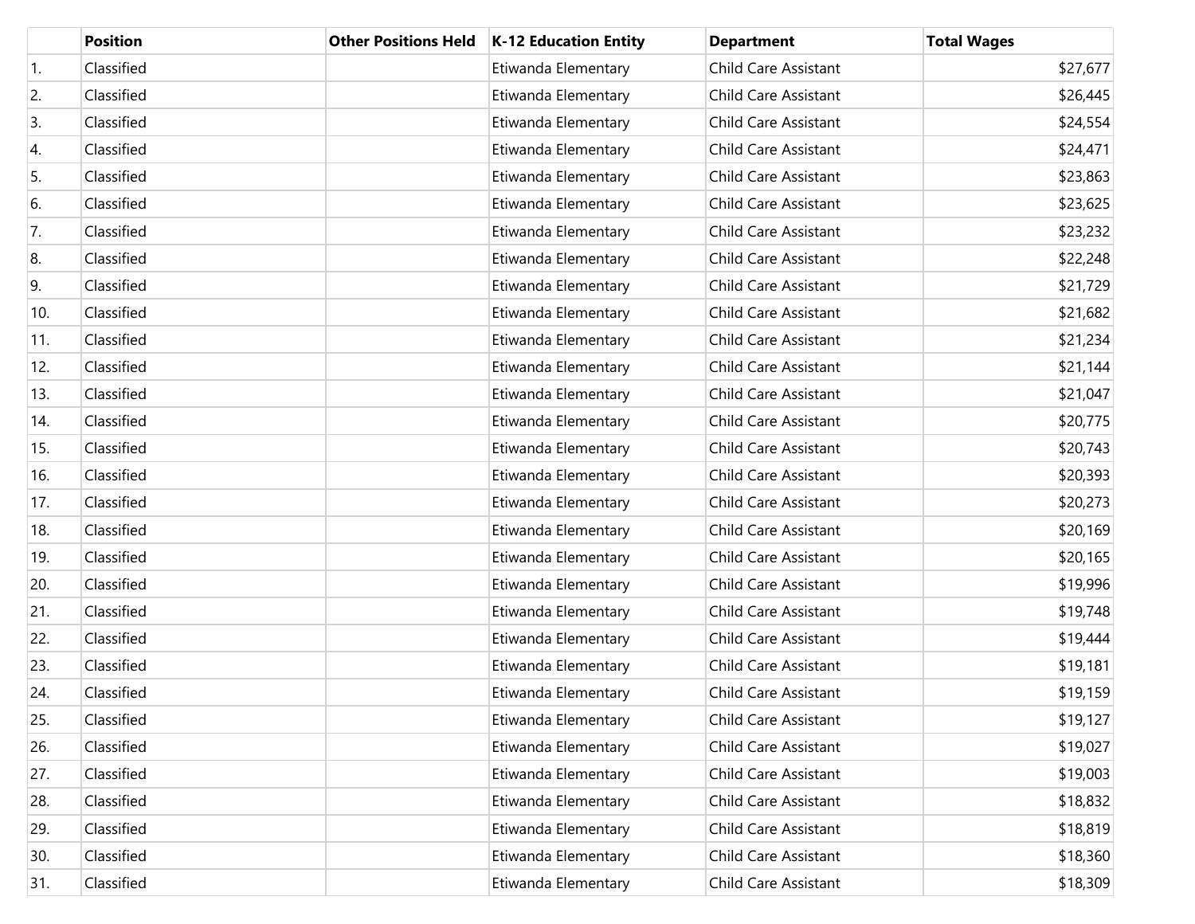| | Position | Other Positions Held | K-12 Education Entity | Department | Total Wages |
|---|---|---|---|---|---|
| 1. | Classified | | Etiwanda Elementary | Child Care Assistant | $27,677 |
| 2. | Classified | | Etiwanda Elementary | Child Care Assistant | $26,445 |
| 3. | Classified | | Etiwanda Elementary | Child Care Assistant | $24,554 |
| 4. | Classified | | Etiwanda Elementary | Child Care Assistant | $24,471 |
| 5. | Classified | | Etiwanda Elementary | Child Care Assistant | $23,863 |
| 6. | Classified | | Etiwanda Elementary | Child Care Assistant | $23,625 |
| 7. | Classified | | Etiwanda Elementary | Child Care Assistant | $23,232 |
| 8. | Classified | | Etiwanda Elementary | Child Care Assistant | $22,248 |
| 9. | Classified | | Etiwanda Elementary | Child Care Assistant | $21,729 |
| 10. | Classified | | Etiwanda Elementary | Child Care Assistant | $21,682 |
| 11. | Classified | | Etiwanda Elementary | Child Care Assistant | $21,234 |
| 12. | Classified | | Etiwanda Elementary | Child Care Assistant | $21,144 |
| 13. | Classified | | Etiwanda Elementary | Child Care Assistant | $21,047 |
| 14. | Classified | | Etiwanda Elementary | Child Care Assistant | $20,775 |
| 15. | Classified | | Etiwanda Elementary | Child Care Assistant | $20,743 |
| 16. | Classified | | Etiwanda Elementary | Child Care Assistant | $20,393 |
| 17. | Classified | | Etiwanda Elementary | Child Care Assistant | $20,273 |
| 18. | Classified | | Etiwanda Elementary | Child Care Assistant | $20,169 |
| 19. | Classified | | Etiwanda Elementary | Child Care Assistant | $20,165 |
| 20. | Classified | | Etiwanda Elementary | Child Care Assistant | $19,996 |
| 21. | Classified | | Etiwanda Elementary | Child Care Assistant | $19,748 |
| 22. | Classified | | Etiwanda Elementary | Child Care Assistant | $19,444 |
| 23. | Classified | | Etiwanda Elementary | Child Care Assistant | $19,181 |
| 24. | Classified | | Etiwanda Elementary | Child Care Assistant | $19,159 |
| 25. | Classified | | Etiwanda Elementary | Child Care Assistant | $19,127 |
| 26. | Classified | | Etiwanda Elementary | Child Care Assistant | $19,027 |
| 27. | Classified | | Etiwanda Elementary | Child Care Assistant | $19,003 |
| 28. | Classified | | Etiwanda Elementary | Child Care Assistant | $18,832 |
| 29. | Classified | | Etiwanda Elementary | Child Care Assistant | $18,819 |
| 30. | Classified | | Etiwanda Elementary | Child Care Assistant | $18,360 |
| 31. | Classified | | Etiwanda Elementary | Child Care Assistant | $18,309 |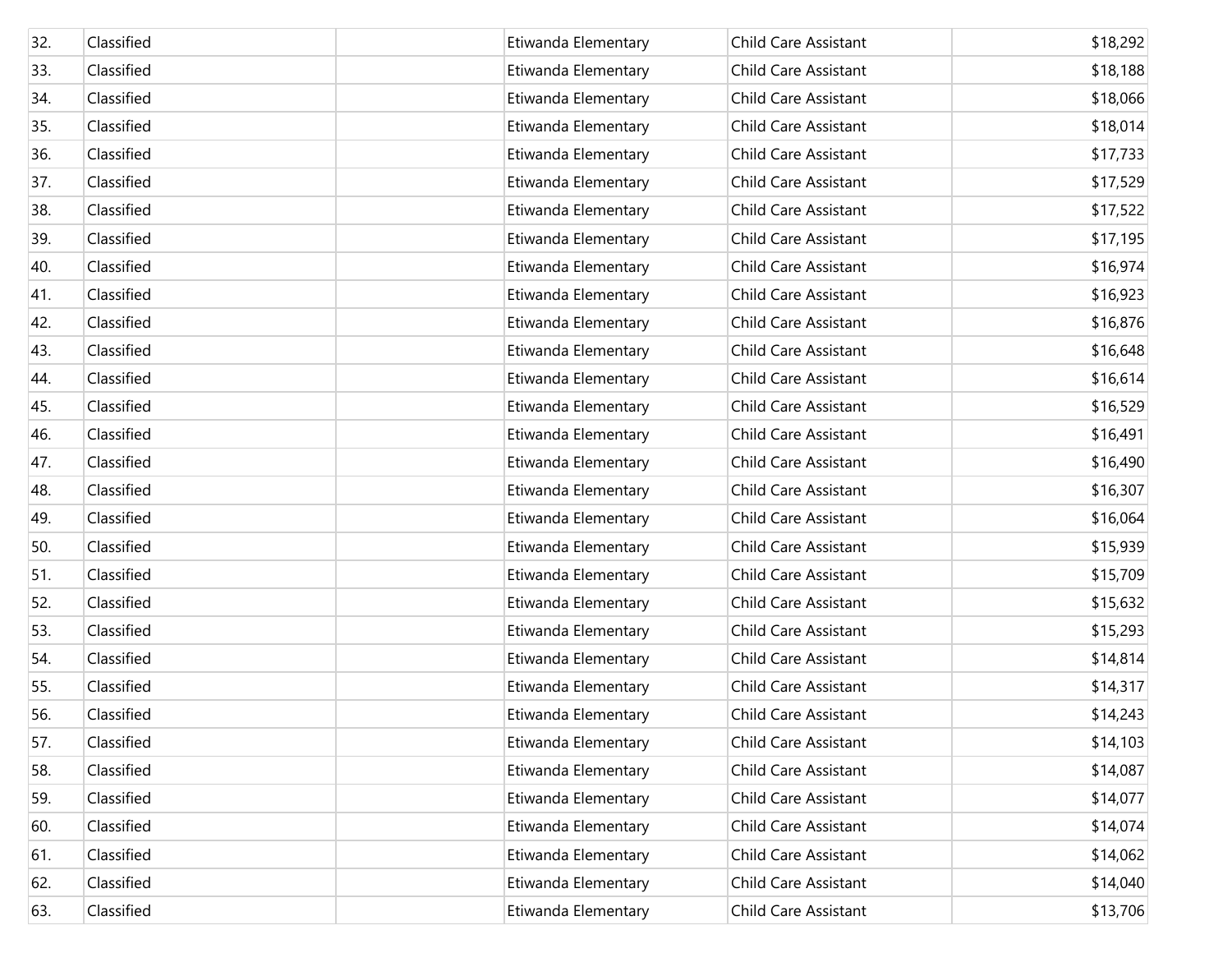| | | | | | |
|---|---|---|---|---|---|
| 32. | Classified | | Etiwanda Elementary | Child Care Assistant | $18,292 |
| 33. | Classified | | Etiwanda Elementary | Child Care Assistant | $18,188 |
| 34. | Classified | | Etiwanda Elementary | Child Care Assistant | $18,066 |
| 35. | Classified | | Etiwanda Elementary | Child Care Assistant | $18,014 |
| 36. | Classified | | Etiwanda Elementary | Child Care Assistant | $17,733 |
| 37. | Classified | | Etiwanda Elementary | Child Care Assistant | $17,529 |
| 38. | Classified | | Etiwanda Elementary | Child Care Assistant | $17,522 |
| 39. | Classified | | Etiwanda Elementary | Child Care Assistant | $17,195 |
| 40. | Classified | | Etiwanda Elementary | Child Care Assistant | $16,974 |
| 41. | Classified | | Etiwanda Elementary | Child Care Assistant | $16,923 |
| 42. | Classified | | Etiwanda Elementary | Child Care Assistant | $16,876 |
| 43. | Classified | | Etiwanda Elementary | Child Care Assistant | $16,648 |
| 44. | Classified | | Etiwanda Elementary | Child Care Assistant | $16,614 |
| 45. | Classified | | Etiwanda Elementary | Child Care Assistant | $16,529 |
| 46. | Classified | | Etiwanda Elementary | Child Care Assistant | $16,491 |
| 47. | Classified | | Etiwanda Elementary | Child Care Assistant | $16,490 |
| 48. | Classified | | Etiwanda Elementary | Child Care Assistant | $16,307 |
| 49. | Classified | | Etiwanda Elementary | Child Care Assistant | $16,064 |
| 50. | Classified | | Etiwanda Elementary | Child Care Assistant | $15,939 |
| 51. | Classified | | Etiwanda Elementary | Child Care Assistant | $15,709 |
| 52. | Classified | | Etiwanda Elementary | Child Care Assistant | $15,632 |
| 53. | Classified | | Etiwanda Elementary | Child Care Assistant | $15,293 |
| 54. | Classified | | Etiwanda Elementary | Child Care Assistant | $14,814 |
| 55. | Classified | | Etiwanda Elementary | Child Care Assistant | $14,317 |
| 56. | Classified | | Etiwanda Elementary | Child Care Assistant | $14,243 |
| 57. | Classified | | Etiwanda Elementary | Child Care Assistant | $14,103 |
| 58. | Classified | | Etiwanda Elementary | Child Care Assistant | $14,087 |
| 59. | Classified | | Etiwanda Elementary | Child Care Assistant | $14,077 |
| 60. | Classified | | Etiwanda Elementary | Child Care Assistant | $14,074 |
| 61. | Classified | | Etiwanda Elementary | Child Care Assistant | $14,062 |
| 62. | Classified | | Etiwanda Elementary | Child Care Assistant | $14,040 |
| 63. | Classified | | Etiwanda Elementary | Child Care Assistant | $13,706 |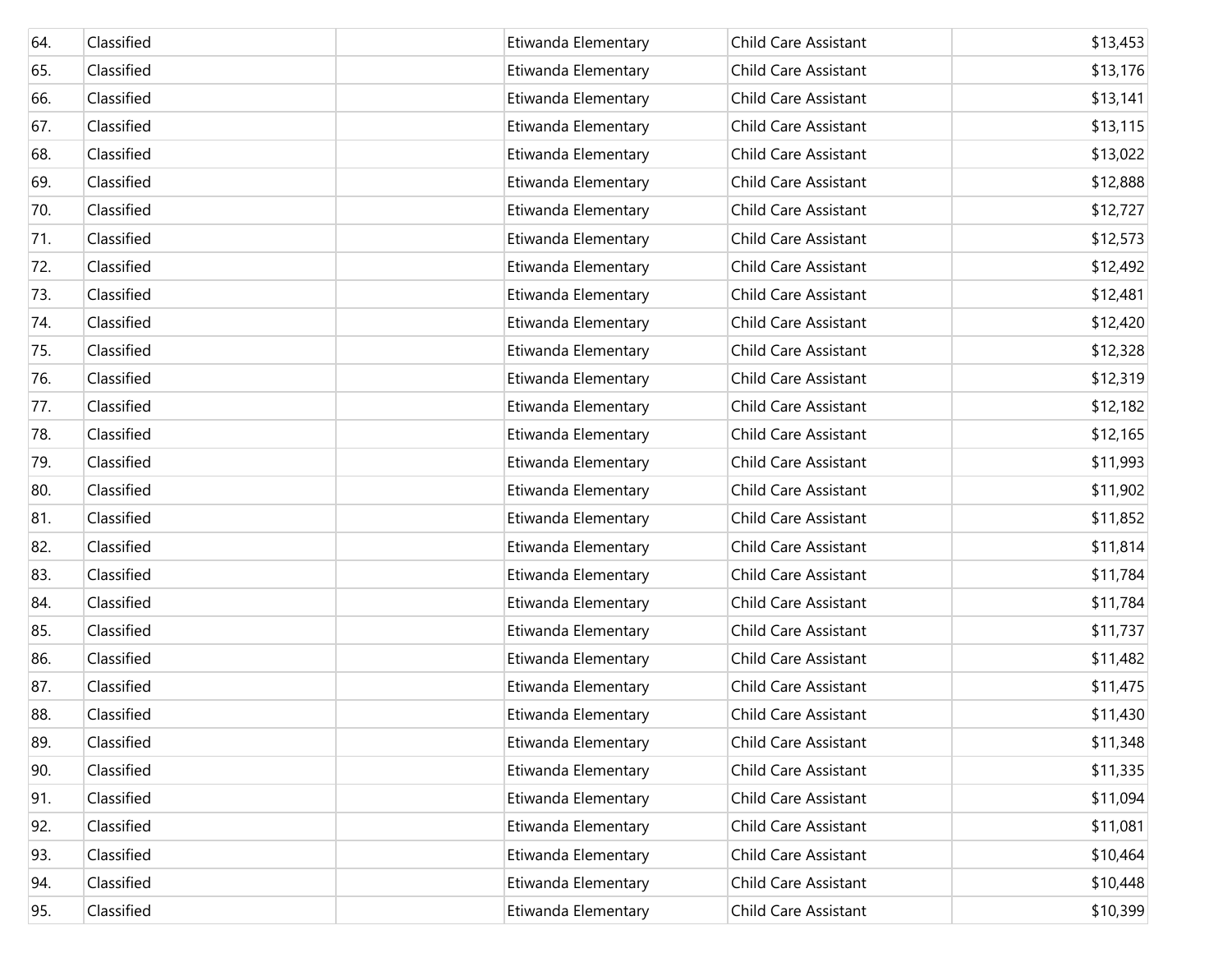| | | | | | |
|---|---|---|---|---|---|
| 64. | Classified | | Etiwanda Elementary | Child Care Assistant | $13,453 |
| 65. | Classified | | Etiwanda Elementary | Child Care Assistant | $13,176 |
| 66. | Classified | | Etiwanda Elementary | Child Care Assistant | $13,141 |
| 67. | Classified | | Etiwanda Elementary | Child Care Assistant | $13,115 |
| 68. | Classified | | Etiwanda Elementary | Child Care Assistant | $13,022 |
| 69. | Classified | | Etiwanda Elementary | Child Care Assistant | $12,888 |
| 70. | Classified | | Etiwanda Elementary | Child Care Assistant | $12,727 |
| 71. | Classified | | Etiwanda Elementary | Child Care Assistant | $12,573 |
| 72. | Classified | | Etiwanda Elementary | Child Care Assistant | $12,492 |
| 73. | Classified | | Etiwanda Elementary | Child Care Assistant | $12,481 |
| 74. | Classified | | Etiwanda Elementary | Child Care Assistant | $12,420 |
| 75. | Classified | | Etiwanda Elementary | Child Care Assistant | $12,328 |
| 76. | Classified | | Etiwanda Elementary | Child Care Assistant | $12,319 |
| 77. | Classified | | Etiwanda Elementary | Child Care Assistant | $12,182 |
| 78. | Classified | | Etiwanda Elementary | Child Care Assistant | $12,165 |
| 79. | Classified | | Etiwanda Elementary | Child Care Assistant | $11,993 |
| 80. | Classified | | Etiwanda Elementary | Child Care Assistant | $11,902 |
| 81. | Classified | | Etiwanda Elementary | Child Care Assistant | $11,852 |
| 82. | Classified | | Etiwanda Elementary | Child Care Assistant | $11,814 |
| 83. | Classified | | Etiwanda Elementary | Child Care Assistant | $11,784 |
| 84. | Classified | | Etiwanda Elementary | Child Care Assistant | $11,784 |
| 85. | Classified | | Etiwanda Elementary | Child Care Assistant | $11,737 |
| 86. | Classified | | Etiwanda Elementary | Child Care Assistant | $11,482 |
| 87. | Classified | | Etiwanda Elementary | Child Care Assistant | $11,475 |
| 88. | Classified | | Etiwanda Elementary | Child Care Assistant | $11,430 |
| 89. | Classified | | Etiwanda Elementary | Child Care Assistant | $11,348 |
| 90. | Classified | | Etiwanda Elementary | Child Care Assistant | $11,335 |
| 91. | Classified | | Etiwanda Elementary | Child Care Assistant | $11,094 |
| 92. | Classified | | Etiwanda Elementary | Child Care Assistant | $11,081 |
| 93. | Classified | | Etiwanda Elementary | Child Care Assistant | $10,464 |
| 94. | Classified | | Etiwanda Elementary | Child Care Assistant | $10,448 |
| 95. | Classified | | Etiwanda Elementary | Child Care Assistant | $10,399 |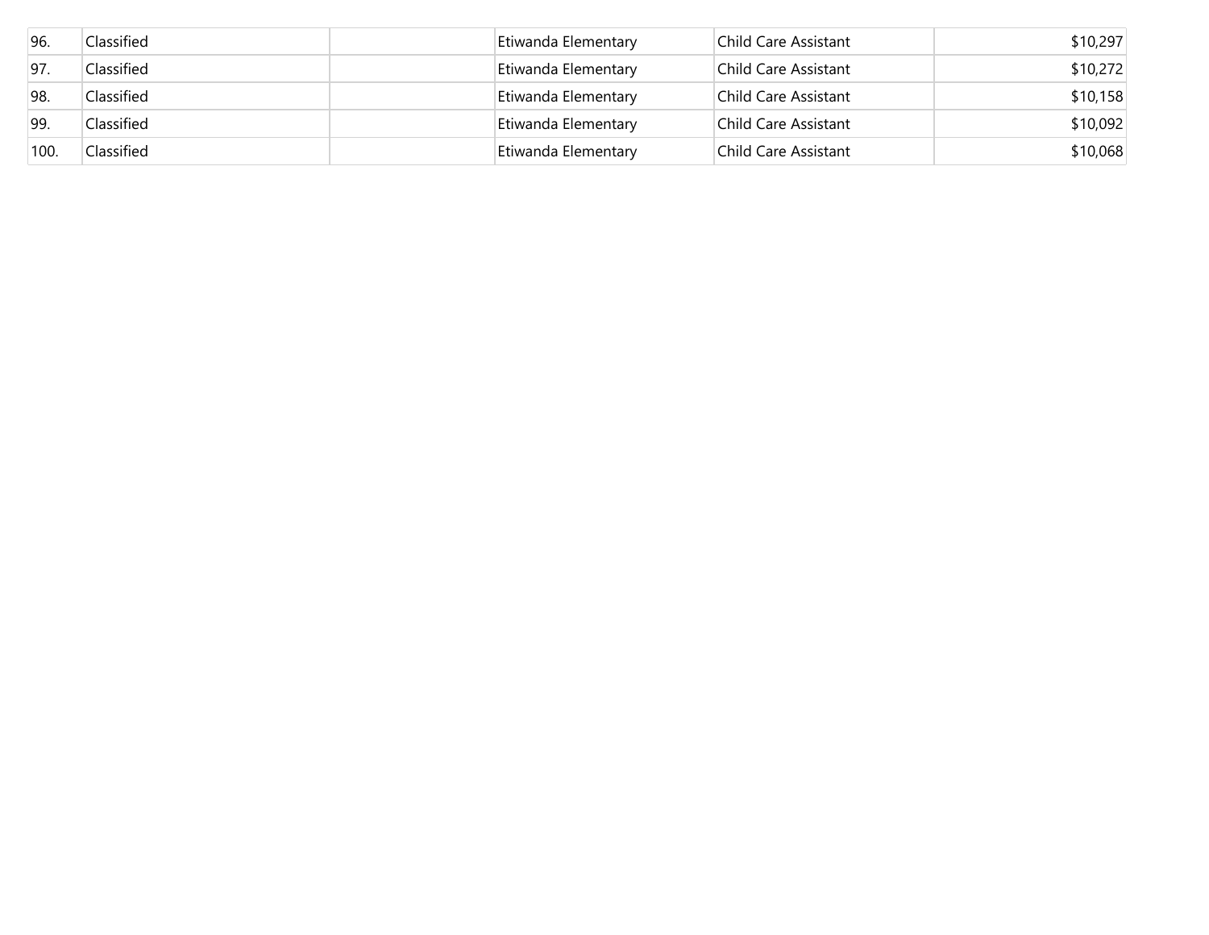| | | | | | |
|---|---|---|---|---|---|
| 96. | Classified | | Etiwanda Elementary | Child Care Assistant | $10,297 |
| 97. | Classified | | Etiwanda Elementary | Child Care Assistant | $10,272 |
| 98. | Classified | | Etiwanda Elementary | Child Care Assistant | $10,158 |
| 99. | Classified | | Etiwanda Elementary | Child Care Assistant | $10,092 |
| 100. | Classified | | Etiwanda Elementary | Child Care Assistant | $10,068 |